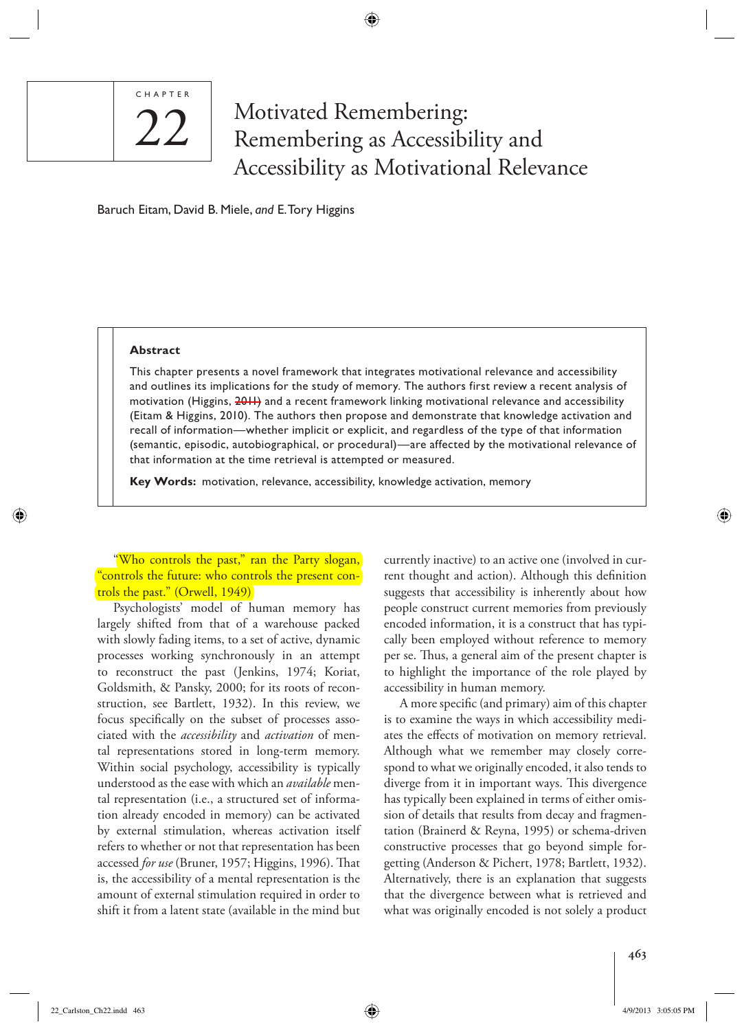CHAPTER 22

# Motivated Remembering: Remembering as Accessibility and Accessibility as Motivational Relevance

Baruch Eitam, David B. Miele, *and* E. Tory Higgins

**Abstract**

This chapter presents a novel framework that integrates motivational relevance and accessibility and outlines its implications for the study of memory. The authors first review a recent analysis of motivation (Higgins, ~~2011~~) and a recent framework linking motivational relevance and accessibility (Eitam & Higgins, 2010). The authors then propose and demonstrate that knowledge activation and recall of information—whether implicit or explicit, and regardless of the type of that information (semantic, episodic, autobiographical, or procedural)—are affected by the motivational relevance of that information at the time retrieval is attempted or measured.

**Key Words:** motivation, relevance, accessibility, knowledge activation, memory

"Who controls the past," ran the Party slogan, "controls the future: who controls the present controls the past." (Orwell, 1949)

Psychologists' model of human memory has largely shifted from that of a warehouse packed with slowly fading items, to a set of active, dynamic processes working synchronously in an attempt to reconstruct the past (Jenkins, 1974; Koriat, Goldsmith, & Pansky, 2000; for its roots of reconstruction, see Bartlett, 1932). In this review, we focus specifically on the subset of processes associated with the *accessibility* and *activation* of mental representations stored in long-term memory. Within social psychology, accessibility is typically understood as the ease with which an *available* mental representation (i.e., a structured set of information already encoded in memory) can be activated by external stimulation, whereas activation itself refers to whether or not that representation has been accessed *for use* (Bruner, 1957; Higgins, 1996). That is, the accessibility of a mental representation is the amount of external stimulation required in order to shift it from a latent state (available in the mind but currently inactive) to an active one (involved in current thought and action). Although this definition suggests that accessibility is inherently about how people construct current memories from previously encoded information, it is a construct that has typically been employed without reference to memory per se. Thus, a general aim of the present chapter is to highlight the importance of the role played by accessibility in human memory.

A more specific (and primary) aim of this chapter is to examine the ways in which accessibility mediates the effects of motivation on memory retrieval. Although what we remember may closely correspond to what we originally encoded, it also tends to diverge from it in important ways. This divergence has typically been explained in terms of either omission of details that results from decay and fragmentation (Brainerd & Reyna, 1995) or schema-driven constructive processes that go beyond simple forgetting (Anderson & Pichert, 1978; Bartlett, 1932). Alternatively, there is an explanation that suggests that the divergence between what is retrieved and what was originally encoded is not solely a product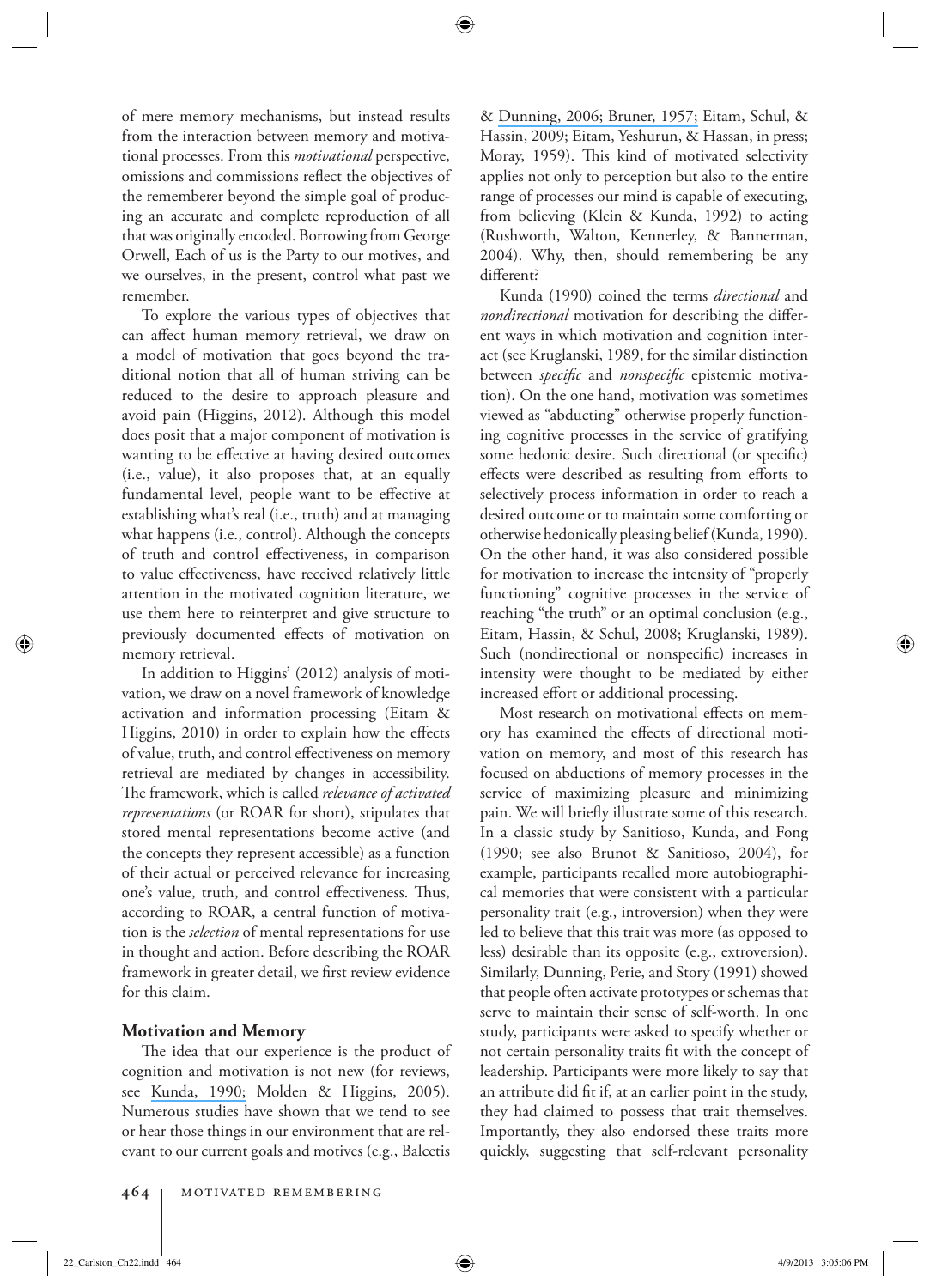of mere memory mechanisms, but instead results from the interaction between memory and motivational processes. From this *motivational* perspective, omissions and commissions reflect the objectives of the rememberer beyond the simple goal of producing an accurate and complete reproduction of all that was originally encoded. Borrowing from George Orwell, Each of us is the Party to our motives, and we ourselves, in the present, control what past we remember.

To explore the various types of objectives that can affect human memory retrieval, we draw on a model of motivation that goes beyond the traditional notion that all of human striving can be reduced to the desire to approach pleasure and avoid pain (Higgins, 2012). Although this model does posit that a major component of motivation is wanting to be effective at having desired outcomes (i.e., value), it also proposes that, at an equally fundamental level, people want to be effective at establishing what's real (i.e., truth) and at managing what happens (i.e., control). Although the concepts of truth and control effectiveness, in comparison to value effectiveness, have received relatively little attention in the motivated cognition literature, we use them here to reinterpret and give structure to previously documented effects of motivation on memory retrieval.

In addition to Higgins' (2012) analysis of motivation, we draw on a novel framework of knowledge activation and information processing (Eitam & Higgins, 2010) in order to explain how the effects of value, truth, and control effectiveness on memory retrieval are mediated by changes in accessibility. The framework, which is called *relevance of activated representations* (or ROAR for short), stipulates that stored mental representations become active (and the concepts they represent accessible) as a function of their actual or perceived relevance for increasing one's value, truth, and control effectiveness. Thus, according to ROAR, a central function of motivation is the *selection* of mental representations for use in thought and action. Before describing the ROAR framework in greater detail, we first review evidence for this claim.

## Motivation and Memory

The idea that our experience is the product of cognition and motivation is not new (for reviews, see Kunda, 1990; Molden & Higgins, 2005). Numerous studies have shown that we tend to see or hear those things in our environment that are relevant to our current goals and motives (e.g., Balcetis & Dunning, 2006; Bruner, 1957; Eitam, Schul, & Hassin, 2009; Eitam, Yeshurun, & Hassan, in press; Moray, 1959). This kind of motivated selectivity applies not only to perception but also to the entire range of processes our mind is capable of executing, from believing (Klein & Kunda, 1992) to acting (Rushworth, Walton, Kennerley, & Bannerman, 2004). Why, then, should remembering be any different?

Kunda (1990) coined the terms *directional* and *nondirectional* motivation for describing the different ways in which motivation and cognition interact (see Kruglanski, 1989, for the similar distinction between *specific* and *nonspecific* epistemic motivation). On the one hand, motivation was sometimes viewed as "abducting" otherwise properly functioning cognitive processes in the service of gratifying some hedonic desire. Such directional (or specific) effects were described as resulting from efforts to selectively process information in order to reach a desired outcome or to maintain some comforting or otherwise hedonically pleasing belief (Kunda, 1990). On the other hand, it was also considered possible for motivation to increase the intensity of "properly functioning" cognitive processes in the service of reaching "the truth" or an optimal conclusion (e.g., Eitam, Hassin, & Schul, 2008; Kruglanski, 1989). Such (nondirectional or nonspecific) increases in intensity were thought to be mediated by either increased effort or additional processing.

Most research on motivational effects on memory has examined the effects of directional motivation on memory, and most of this research has focused on abductions of memory processes in the service of maximizing pleasure and minimizing pain. We will briefly illustrate some of this research. In a classic study by Sanitioso, Kunda, and Fong (1990; see also Brunot & Sanitioso, 2004), for example, participants recalled more autobiographical memories that were consistent with a particular personality trait (e.g., introversion) when they were led to believe that this trait was more (as opposed to less) desirable than its opposite (e.g., extroversion). Similarly, Dunning, Perie, and Story (1991) showed that people often activate prototypes or schemas that serve to maintain their sense of self-worth. In one study, participants were asked to specify whether or not certain personality traits fit with the concept of leadership. Participants were more likely to say that an attribute did fit if, at an earlier point in the study, they had claimed to possess that trait themselves. Importantly, they also endorsed these traits more quickly, suggesting that self-relevant personality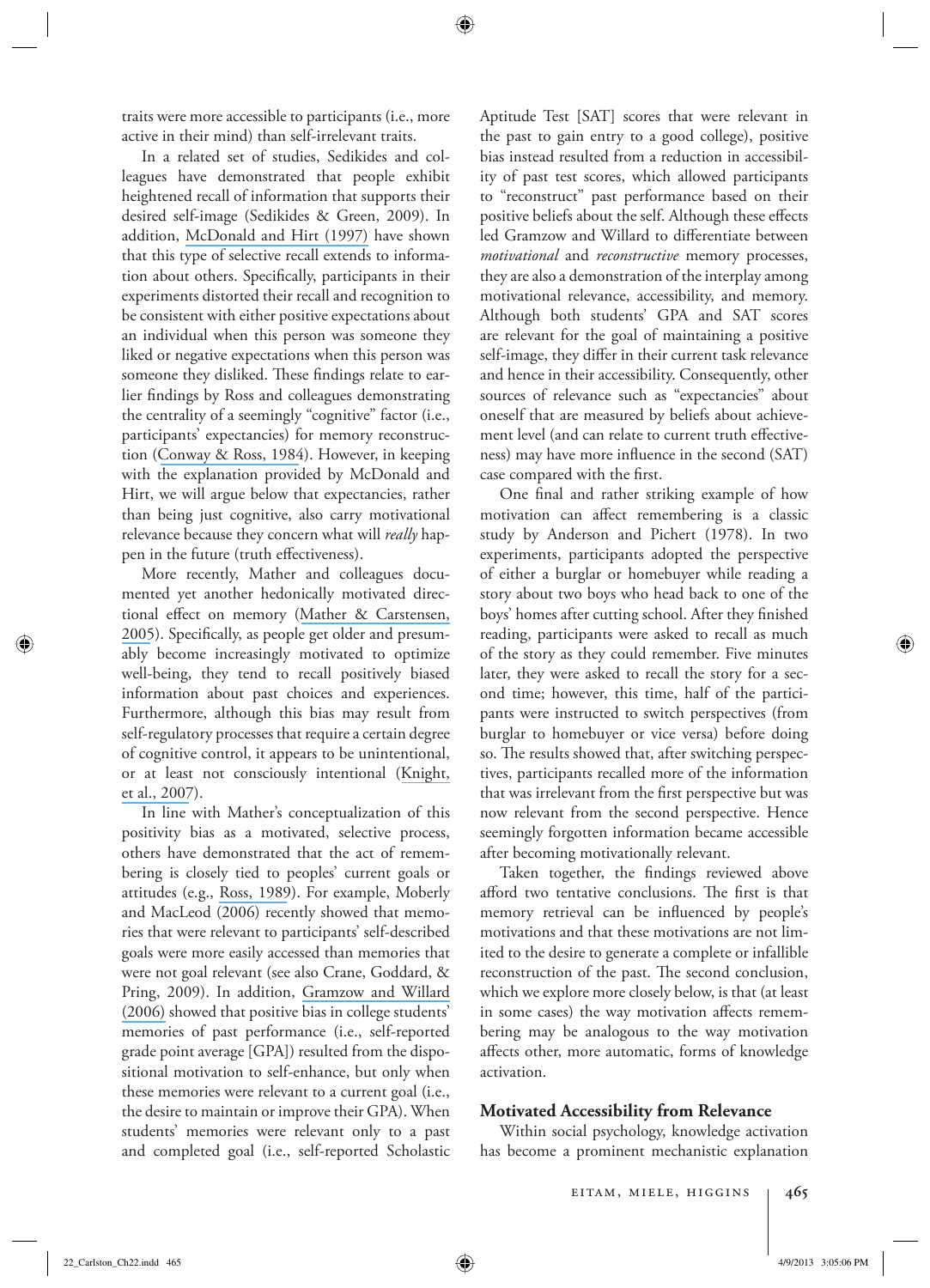traits were more accessible to participants (i.e., more active in their mind) than self-irrelevant traits.

In a related set of studies, Sedikides and colleagues have demonstrated that people exhibit heightened recall of information that supports their desired self-image (Sedikides & Green, 2009). In addition, McDonald and Hirt (1997) have shown that this type of selective recall extends to information about others. Specifically, participants in their experiments distorted their recall and recognition to be consistent with either positive expectations about an individual when this person was someone they liked or negative expectations when this person was someone they disliked. These findings relate to earlier findings by Ross and colleagues demonstrating the centrality of a seemingly "cognitive" factor (i.e., participants' expectancies) for memory reconstruction (Conway & Ross, 1984). However, in keeping with the explanation provided by McDonald and Hirt, we will argue below that expectancies, rather than being just cognitive, also carry motivational relevance because they concern what will *really* happen in the future (truth effectiveness).

More recently, Mather and colleagues documented yet another hedonically motivated directional effect on memory (Mather & Carstensen, 2005). Specifically, as people get older and presumably become increasingly motivated to optimize well-being, they tend to recall positively biased information about past choices and experiences. Furthermore, although this bias may result from self-regulatory processes that require a certain degree of cognitive control, it appears to be unintentional, or at least not consciously intentional (Knight, et al., 2007).

In line with Mather's conceptualization of this positivity bias as a motivated, selective process, others have demonstrated that the act of remembering is closely tied to peoples' current goals or attitudes (e.g., Ross, 1989). For example, Moberly and MacLeod (2006) recently showed that memories that were relevant to participants' self-described goals were more easily accessed than memories that were not goal relevant (see also Crane, Goddard, & Pring, 2009). In addition, Gramzow and Willard (2006) showed that positive bias in college students' memories of past performance (i.e., self-reported grade point average [GPA]) resulted from the dispositional motivation to self-enhance, but only when these memories were relevant to a current goal (i.e., the desire to maintain or improve their GPA). When students' memories were relevant only to a past and completed goal (i.e., self-reported Scholastic Aptitude Test [SAT] scores that were relevant in the past to gain entry to a good college), positive bias instead resulted from a reduction in accessibility of past test scores, which allowed participants to "reconstruct" past performance based on their positive beliefs about the self. Although these effects led Gramzow and Willard to differentiate between *motivational* and *reconstructive* memory processes, they are also a demonstration of the interplay among motivational relevance, accessibility, and memory. Although both students' GPA and SAT scores are relevant for the goal of maintaining a positive self-image, they differ in their current task relevance and hence in their accessibility. Consequently, other sources of relevance such as "expectancies" about oneself that are measured by beliefs about achievement level (and can relate to current truth effectiveness) may have more influence in the second (SAT) case compared with the first.

One final and rather striking example of how motivation can affect remembering is a classic study by Anderson and Pichert (1978). In two experiments, participants adopted the perspective of either a burglar or homebuyer while reading a story about two boys who head back to one of the boys' homes after cutting school. After they finished reading, participants were asked to recall as much of the story as they could remember. Five minutes later, they were asked to recall the story for a second time; however, this time, half of the participants were instructed to switch perspectives (from burglar to homebuyer or vice versa) before doing so. The results showed that, after switching perspectives, participants recalled more of the information that was irrelevant from the first perspective but was now relevant from the second perspective. Hence seemingly forgotten information became accessible after becoming motivationally relevant.

Taken together, the findings reviewed above afford two tentative conclusions. The first is that memory retrieval can be influenced by people's motivations and that these motivations are not limited to the desire to generate a complete or infallible reconstruction of the past. The second conclusion, which we explore more closely below, is that (at least in some cases) the way motivation affects remembering may be analogous to the way motivation affects other, more automatic, forms of knowledge activation.

## Motivated Accessibility from Relevance

Within social psychology, knowledge activation has become a prominent mechanistic explanation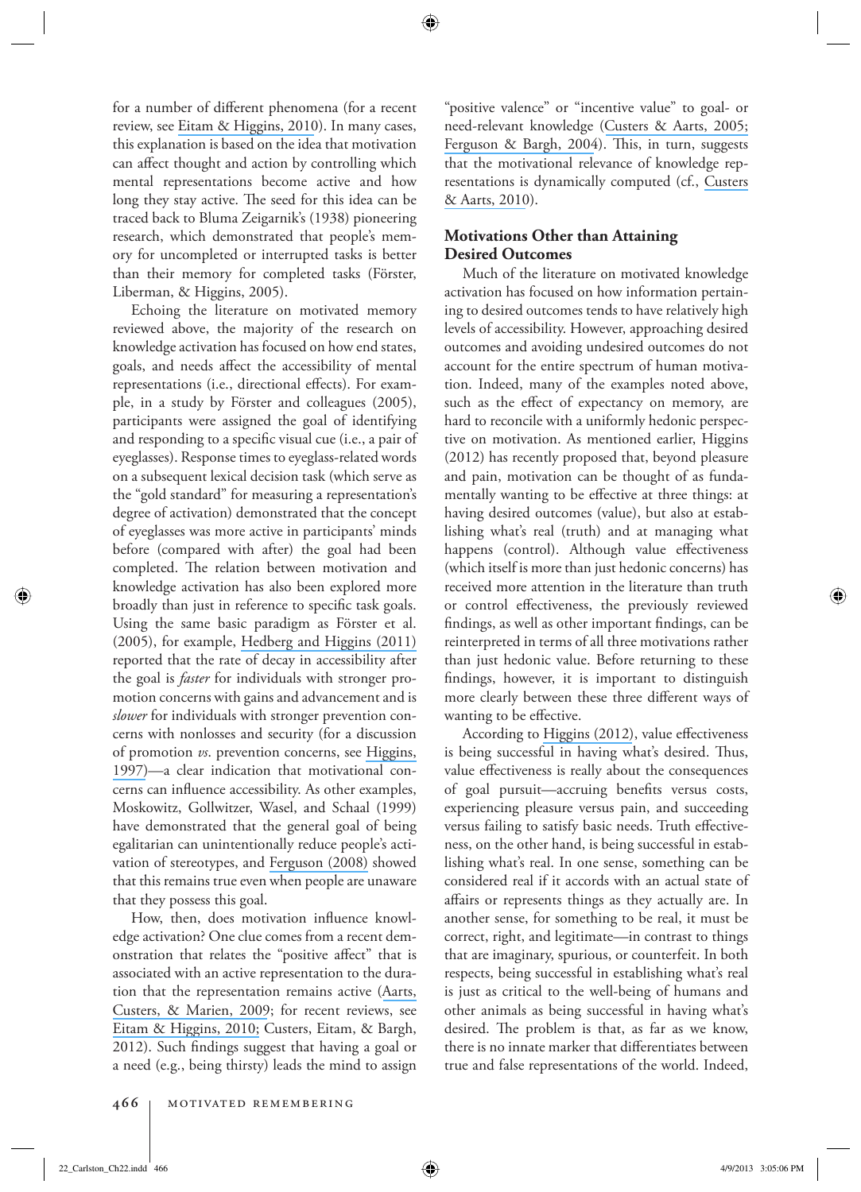for a number of different phenomena (for a recent review, see Eitam & Higgins, 2010). In many cases, this explanation is based on the idea that motivation can affect thought and action by controlling which mental representations become active and how long they stay active. The seed for this idea can be traced back to Bluma Zeigarnik's (1938) pioneering research, which demonstrated that people's memory for uncompleted or interrupted tasks is better than their memory for completed tasks (Förster, Liberman, & Higgins, 2005).

Echoing the literature on motivated memory reviewed above, the majority of the research on knowledge activation has focused on how end states, goals, and needs affect the accessibility of mental representations (i.e., directional effects). For example, in a study by Förster and colleagues (2005), participants were assigned the goal of identifying and responding to a specific visual cue (i.e., a pair of eyeglasses). Response times to eyeglass-related words on a subsequent lexical decision task (which serve as the "gold standard" for measuring a representation's degree of activation) demonstrated that the concept of eyeglasses was more active in participants' minds before (compared with after) the goal had been completed. The relation between motivation and knowledge activation has also been explored more broadly than just in reference to specific task goals. Using the same basic paradigm as Förster et al. (2005), for example, Hedberg and Higgins (2011) reported that the rate of decay in accessibility after the goal is *faster* for individuals with stronger promotion concerns with gains and advancement and is *slower* for individuals with stronger prevention concerns with nonlosses and security (for a discussion of promotion *vs*. prevention concerns, see Higgins, 1997)—a clear indication that motivational concerns can influence accessibility. As other examples, Moskowitz, Gollwitzer, Wasel, and Schaal (1999) have demonstrated that the general goal of being egalitarian can unintentionally reduce people's activation of stereotypes, and Ferguson (2008) showed that this remains true even when people are unaware that they possess this goal.

How, then, does motivation influence knowledge activation? One clue comes from a recent demonstration that relates the "positive affect" that is associated with an active representation to the duration that the representation remains active (Aarts, Custers, & Marien, 2009; for recent reviews, see Eitam & Higgins, 2010; Custers, Eitam, & Bargh, 2012). Such findings suggest that having a goal or a need (e.g., being thirsty) leads the mind to assign "positive valence" or "incentive value" to goal- or need-relevant knowledge (Custers & Aarts, 2005; Ferguson & Bargh, 2004). This, in turn, suggests that the motivational relevance of knowledge representations is dynamically computed (cf., Custers & Aarts, 2010).

## Motivations Other than Attaining Desired Outcomes

Much of the literature on motivated knowledge activation has focused on how information pertaining to desired outcomes tends to have relatively high levels of accessibility. However, approaching desired outcomes and avoiding undesired outcomes do not account for the entire spectrum of human motivation. Indeed, many of the examples noted above, such as the effect of expectancy on memory, are hard to reconcile with a uniformly hedonic perspective on motivation. As mentioned earlier, Higgins (2012) has recently proposed that, beyond pleasure and pain, motivation can be thought of as fundamentally wanting to be effective at three things: at having desired outcomes (value), but also at establishing what's real (truth) and at managing what happens (control). Although value effectiveness (which itself is more than just hedonic concerns) has received more attention in the literature than truth or control effectiveness, the previously reviewed findings, as well as other important findings, can be reinterpreted in terms of all three motivations rather than just hedonic value. Before returning to these findings, however, it is important to distinguish more clearly between these three different ways of wanting to be effective.

According to Higgins (2012), value effectiveness is being successful in having what's desired. Thus, value effectiveness is really about the consequences of goal pursuit—accruing benefits versus costs, experiencing pleasure versus pain, and succeeding versus failing to satisfy basic needs. Truth effectiveness, on the other hand, is being successful in establishing what's real. In one sense, something can be considered real if it accords with an actual state of affairs or represents things as they actually are. In another sense, for something to be real, it must be correct, right, and legitimate—in contrast to things that are imaginary, spurious, or counterfeit. In both respects, being successful in establishing what's real is just as critical to the well-being of humans and other animals as being successful in having what's desired. The problem is that, as far as we know, there is no innate marker that differentiates between true and false representations of the world. Indeed,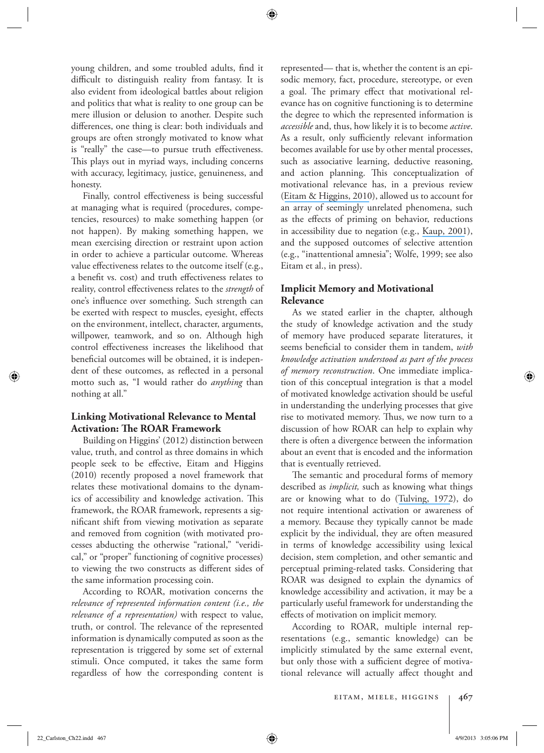young children, and some troubled adults, find it difficult to distinguish reality from fantasy. It is also evident from ideological battles about religion and politics that what is reality to one group can be mere illusion or delusion to another. Despite such differences, one thing is clear: both individuals and groups are often strongly motivated to know what is "really" the case—to pursue truth effectiveness. This plays out in myriad ways, including concerns with accuracy, legitimacy, justice, genuineness, and honesty.

Finally, control effectiveness is being successful at managing what is required (procedures, competencies, resources) to make something happen (or not happen). By making something happen, we mean exercising direction or restraint upon action in order to achieve a particular outcome. Whereas value effectiveness relates to the outcome itself (e.g., a benefit vs. cost) and truth effectiveness relates to reality, control effectiveness relates to the *strength* of one's influence over something. Such strength can be exerted with respect to muscles, eyesight, effects on the environment, intellect, character, arguments, willpower, teamwork, and so on. Although high control effectiveness increases the likelihood that beneficial outcomes will be obtained, it is independent of these outcomes, as reflected in a personal motto such as, "I would rather do *anything* than nothing at all."

## Linking Motivational Relevance to Mental Activation: The ROAR Framework

Building on Higgins' (2012) distinction between value, truth, and control as three domains in which people seek to be effective, Eitam and Higgins (2010) recently proposed a novel framework that relates these motivational domains to the dynamics of accessibility and knowledge activation. This framework, the ROAR framework, represents a significant shift from viewing motivation as separate and removed from cognition (with motivated processes abducting the otherwise "rational," "veridical," or "proper" functioning of cognitive processes) to viewing the two constructs as different sides of the same information processing coin.

According to ROAR, motivation concerns the *relevance of represented information content (i.e., the relevance of a representation)* with respect to value, truth, or control. The relevance of the represented information is dynamically computed as soon as the representation is triggered by some set of external stimuli. Once computed, it takes the same form regardless of how the corresponding content is represented— that is, whether the content is an episodic memory, fact, procedure, stereotype, or even a goal. The primary effect that motivational relevance has on cognitive functioning is to determine the degree to which the represented information is *accessible* and, thus, how likely it is to become *active*. As a result, only sufficiently relevant information becomes available for use by other mental processes, such as associative learning, deductive reasoning, and action planning. This conceptualization of motivational relevance has, in a previous review (Eitam & Higgins, 2010), allowed us to account for an array of seemingly unrelated phenomena, such as the effects of priming on behavior, reductions in accessibility due to negation (e.g., Kaup, 2001), and the supposed outcomes of selective attention (e.g., "inattentional amnesia"; Wolfe, 1999; see also Eitam et al., in press).

## Implicit Memory and Motivational Relevance

As we stated earlier in the chapter, although the study of knowledge activation and the study of memory have produced separate literatures, it seems beneficial to consider them in tandem, *with knowledge activation understood as part of the process of memory reconstruction*. One immediate implication of this conceptual integration is that a model of motivated knowledge activation should be useful in understanding the underlying processes that give rise to motivated memory. Thus, we now turn to a discussion of how ROAR can help to explain why there is often a divergence between the information about an event that is encoded and the information that is eventually retrieved.

The semantic and procedural forms of memory described as *implicit,* such as knowing what things are or knowing what to do (Tulving, 1972), do not require intentional activation or awareness of a memory. Because they typically cannot be made explicit by the individual, they are often measured in terms of knowledge accessibility using lexical decision, stem completion, and other semantic and perceptual priming-related tasks. Considering that ROAR was designed to explain the dynamics of knowledge accessibility and activation, it may be a particularly useful framework for understanding the effects of motivation on implicit memory.

According to ROAR, multiple internal representations (e.g., semantic knowledge) can be implicitly stimulated by the same external event, but only those with a sufficient degree of motivational relevance will actually affect thought and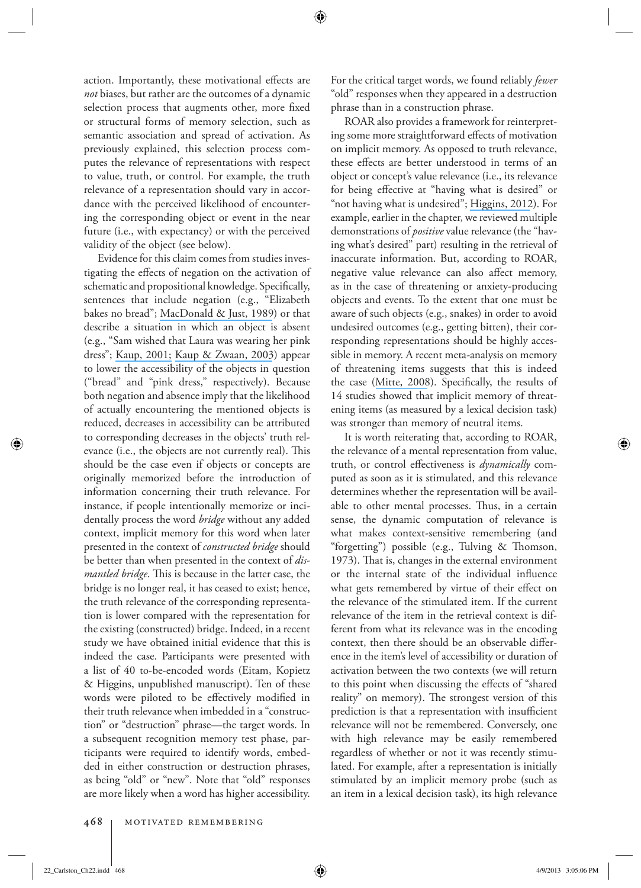action. Importantly, these motivational effects are *not* biases, but rather are the outcomes of a dynamic selection process that augments other, more fixed or structural forms of memory selection, such as semantic association and spread of activation. As previously explained, this selection process computes the relevance of representations with respect to value, truth, or control. For example, the truth relevance of a representation should vary in accordance with the perceived likelihood of encountering the corresponding object or event in the near future (i.e., with expectancy) or with the perceived validity of the object (see below).

Evidence for this claim comes from studies investigating the effects of negation on the activation of schematic and propositional knowledge. Specifically, sentences that include negation (e.g., "Elizabeth bakes no bread"; MacDonald & Just, 1989) or that describe a situation in which an object is absent (e.g., "Sam wished that Laura was wearing her pink dress"; Kaup, 2001; Kaup & Zwaan, 2003) appear to lower the accessibility of the objects in question ("bread" and "pink dress," respectively). Because both negation and absence imply that the likelihood of actually encountering the mentioned objects is reduced, decreases in accessibility can be attributed to corresponding decreases in the objects' truth relevance (i.e., the objects are not currently real). This should be the case even if objects or concepts are originally memorized before the introduction of information concerning their truth relevance. For instance, if people intentionally memorize or incidentally process the word *bridge* without any added context, implicit memory for this word when later presented in the context of *constructed bridge* should be better than when presented in the context of *dismantled bridge*. This is because in the latter case, the bridge is no longer real, it has ceased to exist; hence, the truth relevance of the corresponding representation is lower compared with the representation for the existing (constructed) bridge. Indeed, in a recent study we have obtained initial evidence that this is indeed the case. Participants were presented with a list of 40 to-be-encoded words (Eitam, Kopietz & Higgins, unpublished manuscript). Ten of these words were piloted to be effectively modified in their truth relevance when imbedded in a "construction" or "destruction" phrase—the target words. In a subsequent recognition memory test phase, participants were required to identify words, embedded in either construction or destruction phrases, as being "old" or "new". Note that "old" responses are more likely when a word has higher accessibility. For the critical target words, we found reliably *fewer* "old" responses when they appeared in a destruction phrase than in a construction phrase.

ROAR also provides a framework for reinterpreting some more straightforward effects of motivation on implicit memory. As opposed to truth relevance, these effects are better understood in terms of an object or concept's value relevance (i.e., its relevance for being effective at "having what is desired" or "not having what is undesired"; Higgins, 2012). For example, earlier in the chapter, we reviewed multiple demonstrations of *positive* value relevance (the "having what's desired" part) resulting in the retrieval of inaccurate information. But, according to ROAR, negative value relevance can also affect memory, as in the case of threatening or anxiety-producing objects and events. To the extent that one must be aware of such objects (e.g., snakes) in order to avoid undesired outcomes (e.g., getting bitten), their corresponding representations should be highly accessible in memory. A recent meta-analysis on memory of threatening items suggests that this is indeed the case (Mitte, 2008). Specifically, the results of 14 studies showed that implicit memory of threatening items (as measured by a lexical decision task) was stronger than memory of neutral items.

It is worth reiterating that, according to ROAR, the relevance of a mental representation from value, truth, or control effectiveness is *dynamically* computed as soon as it is stimulated, and this relevance determines whether the representation will be available to other mental processes. Thus, in a certain sense, the dynamic computation of relevance is what makes context-sensitive remembering (and "forgetting") possible (e.g., Tulving & Thomson, 1973). That is, changes in the external environment or the internal state of the individual influence what gets remembered by virtue of their effect on the relevance of the stimulated item. If the current relevance of the item in the retrieval context is different from what its relevance was in the encoding context, then there should be an observable difference in the item's level of accessibility or duration of activation between the two contexts (we will return to this point when discussing the effects of "shared reality" on memory). The strongest version of this prediction is that a representation with insufficient relevance will not be remembered. Conversely, one with high relevance may be easily remembered regardless of whether or not it was recently stimulated. For example, after a representation is initially stimulated by an implicit memory probe (such as an item in a lexical decision task), its high relevance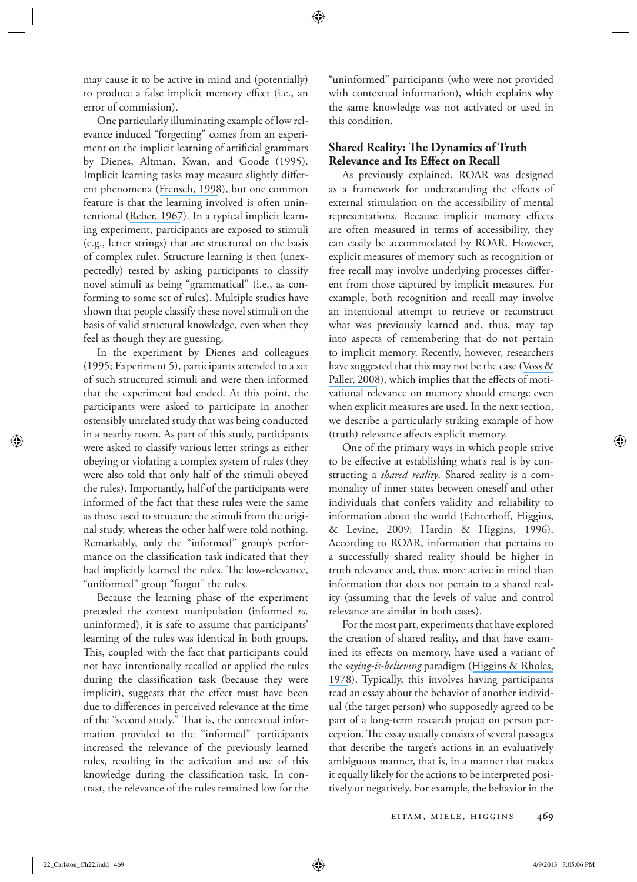may cause it to be active in mind and (potentially) to produce a false implicit memory effect (i.e., an error of commission).

One particularly illuminating example of low relevance induced "forgetting" comes from an experiment on the implicit learning of artificial grammars by Dienes, Altman, Kwan, and Goode (1995). Implicit learning tasks may measure slightly different phenomena (Frensch, 1998), but one common feature is that the learning involved is often unintentional (Reber, 1967). In a typical implicit learning experiment, participants are exposed to stimuli (e.g., letter strings) that are structured on the basis of complex rules. Structure learning is then (unexpectedly) tested by asking participants to classify novel stimuli as being "grammatical" (i.e., as conforming to some set of rules). Multiple studies have shown that people classify these novel stimuli on the basis of valid structural knowledge, even when they feel as though they are guessing.

In the experiment by Dienes and colleagues (1995; Experiment 5), participants attended to a set of such structured stimuli and were then informed that the experiment had ended. At this point, the participants were asked to participate in another ostensibly unrelated study that was being conducted in a nearby room. As part of this study, participants were asked to classify various letter strings as either obeying or violating a complex system of rules (they were also told that only half of the stimuli obeyed the rules). Importantly, half of the participants were informed of the fact that these rules were the same as those used to structure the stimuli from the original study, whereas the other half were told nothing. Remarkably, only the "informed" group's performance on the classification task indicated that they had implicitly learned the rules. The low-relevance, "uniformed" group "forgot" the rules.

Because the learning phase of the experiment preceded the context manipulation (informed *vs.* uninformed), it is safe to assume that participants' learning of the rules was identical in both groups. This, coupled with the fact that participants could not have intentionally recalled or applied the rules during the classification task (because they were implicit), suggests that the effect must have been due to differences in perceived relevance at the time of the "second study." That is, the contextual information provided to the "informed" participants increased the relevance of the previously learned rules, resulting in the activation and use of this knowledge during the classification task. In contrast, the relevance of the rules remained low for the "uninformed" participants (who were not provided with contextual information), which explains why the same knowledge was not activated or used in this condition.

### Shared Reality: The Dynamics of Truth Relevance and Its Effect on Recall

As previously explained, ROAR was designed as a framework for understanding the effects of external stimulation on the accessibility of mental representations. Because implicit memory effects are often measured in terms of accessibility, they can easily be accommodated by ROAR. However, explicit measures of memory such as recognition or free recall may involve underlying processes different from those captured by implicit measures. For example, both recognition and recall may involve an intentional attempt to retrieve or reconstruct what was previously learned and, thus, may tap into aspects of remembering that do not pertain to implicit memory. Recently, however, researchers have suggested that this may not be the case (Voss & Paller, 2008), which implies that the effects of motivational relevance on memory should emerge even when explicit measures are used. In the next section, we describe a particularly striking example of how (truth) relevance affects explicit memory.

One of the primary ways in which people strive to be effective at establishing what's real is by constructing a *shared reality*. Shared reality is a commonality of inner states between oneself and other individuals that confers validity and reliability to information about the world (Echterhoff, Higgins, & Levine, 2009; Hardin & Higgins, 1996). According to ROAR, information that pertains to a successfully shared reality should be higher in truth relevance and, thus, more active in mind than information that does not pertain to a shared reality (assuming that the levels of value and control relevance are similar in both cases).

For the most part, experiments that have explored the creation of shared reality, and that have examined its effects on memory, have used a variant of the *saying-is-believing* paradigm (Higgins & Rholes, 1978). Typically, this involves having participants read an essay about the behavior of another individual (the target person) who supposedly agreed to be part of a long-term research project on person perception. The essay usually consists of several passages that describe the target's actions in an evaluatively ambiguous manner, that is, in a manner that makes it equally likely for the actions to be interpreted positively or negatively. For example, the behavior in the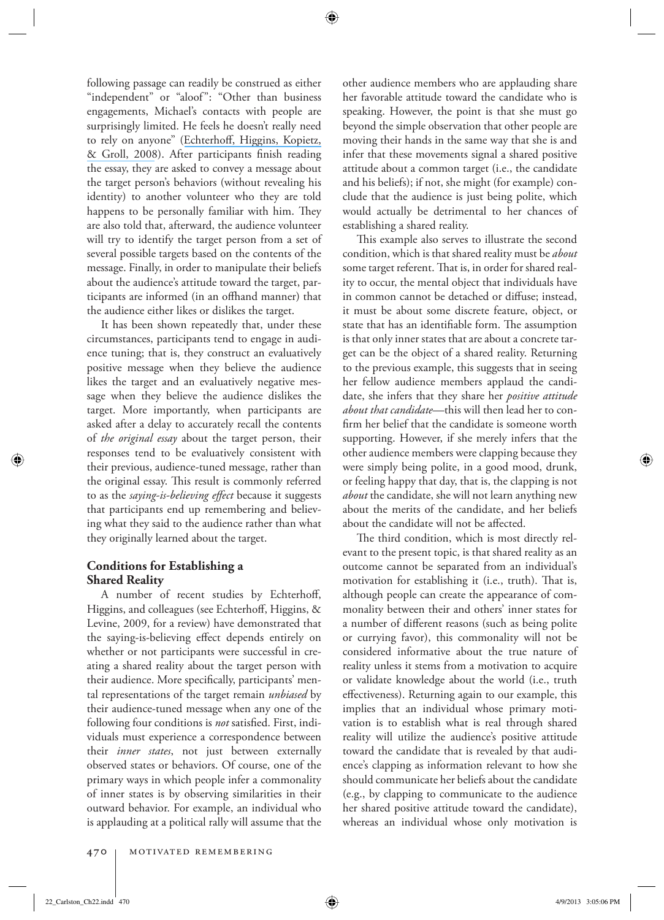following passage can readily be construed as either "independent" or "aloof": "Other than business engagements, Michael's contacts with people are surprisingly limited. He feels he doesn't really need to rely on anyone" (Echterhoff, Higgins, Kopietz, & Groll, 2008). After participants finish reading the essay, they are asked to convey a message about the target person's behaviors (without revealing his identity) to another volunteer who they are told happens to be personally familiar with him. They are also told that, afterward, the audience volunteer will try to identify the target person from a set of several possible targets based on the contents of the message. Finally, in order to manipulate their beliefs about the audience's attitude toward the target, participants are informed (in an offhand manner) that the audience either likes or dislikes the target.

It has been shown repeatedly that, under these circumstances, participants tend to engage in audience tuning; that is, they construct an evaluatively positive message when they believe the audience likes the target and an evaluatively negative message when they believe the audience dislikes the target. More importantly, when participants are asked after a delay to accurately recall the contents of *the original essay* about the target person, their responses tend to be evaluatively consistent with their previous, audience-tuned message, rather than the original essay. This result is commonly referred to as the *saying-is-believing effect* because it suggests that participants end up remembering and believing what they said to the audience rather than what they originally learned about the target.

## Conditions for Establishing a Shared Reality

A number of recent studies by Echterhoff, Higgins, and colleagues (see Echterhoff, Higgins, & Levine, 2009, for a review) have demonstrated that the saying-is-believing effect depends entirely on whether or not participants were successful in creating a shared reality about the target person with their audience. More specifically, participants' mental representations of the target remain *unbiased* by their audience-tuned message when any one of the following four conditions is *not* satisfied. First, individuals must experience a correspondence between their *inner states*, not just between externally observed states or behaviors. Of course, one of the primary ways in which people infer a commonality of inner states is by observing similarities in their outward behavior. For example, an individual who is applauding at a political rally will assume that the other audience members who are applauding share her favorable attitude toward the candidate who is speaking. However, the point is that she must go beyond the simple observation that other people are moving their hands in the same way that she is and infer that these movements signal a shared positive attitude about a common target (i.e., the candidate and his beliefs); if not, she might (for example) conclude that the audience is just being polite, which would actually be detrimental to her chances of establishing a shared reality.

This example also serves to illustrate the second condition, which is that shared reality must be *about* some target referent. That is, in order for shared reality to occur, the mental object that individuals have in common cannot be detached or diffuse; instead, it must be about some discrete feature, object, or state that has an identifiable form. The assumption is that only inner states that are about a concrete target can be the object of a shared reality. Returning to the previous example, this suggests that in seeing her fellow audience members applaud the candidate, she infers that they share her *positive attitude about that candidate*—this will then lead her to confirm her belief that the candidate is someone worth supporting. However, if she merely infers that the other audience members were clapping because they were simply being polite, in a good mood, drunk, or feeling happy that day, that is, the clapping is not *about* the candidate, she will not learn anything new about the merits of the candidate, and her beliefs about the candidate will not be affected.

The third condition, which is most directly relevant to the present topic, is that shared reality as an outcome cannot be separated from an individual's motivation for establishing it (i.e., truth). That is, although people can create the appearance of commonality between their and others' inner states for a number of different reasons (such as being polite or currying favor), this commonality will not be considered informative about the true nature of reality unless it stems from a motivation to acquire or validate knowledge about the world (i.e., truth effectiveness). Returning again to our example, this implies that an individual whose primary motivation is to establish what is real through shared reality will utilize the audience's positive attitude toward the candidate that is revealed by that audience's clapping as information relevant to how she should communicate her beliefs about the candidate (e.g., by clapping to communicate to the audience her shared positive attitude toward the candidate), whereas an individual whose only motivation is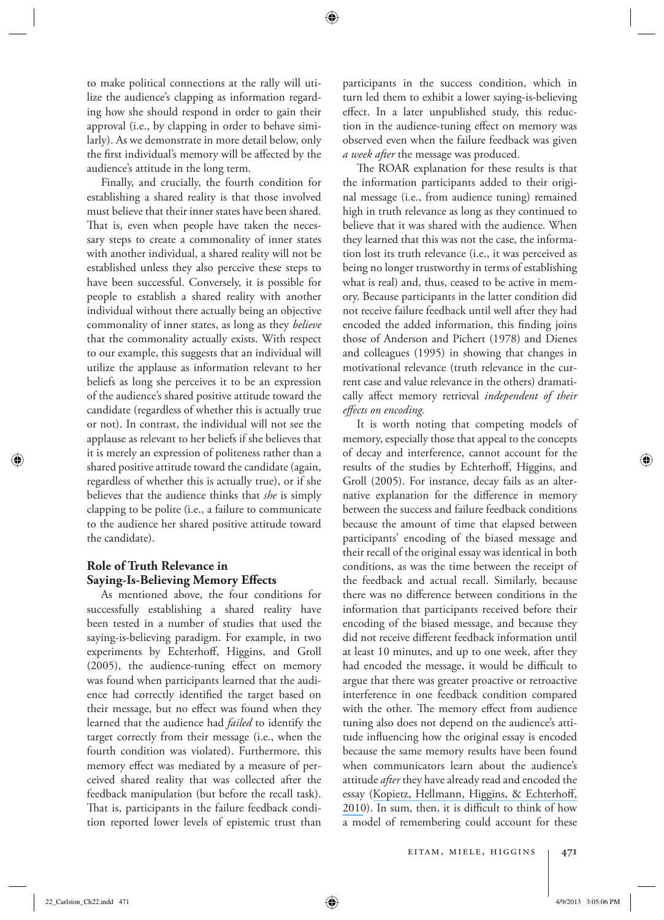to make political connections at the rally will utilize the audience's clapping as information regarding how she should respond in order to gain their approval (i.e., by clapping in order to behave similarly). As we demonstrate in more detail below, only the first individual's memory will be affected by the audience's attitude in the long term.

Finally, and crucially, the fourth condition for establishing a shared reality is that those involved must believe that their inner states have been shared. That is, even when people have taken the necessary steps to create a commonality of inner states with another individual, a shared reality will not be established unless they also perceive these steps to have been successful. Conversely, it is possible for people to establish a shared reality with another individual without there actually being an objective commonality of inner states, as long as they *believe* that the commonality actually exists. With respect to our example, this suggests that an individual will utilize the applause as information relevant to her beliefs as long she perceives it to be an expression of the audience's shared positive attitude toward the candidate (regardless of whether this is actually true or not). In contrast, the individual will not see the applause as relevant to her beliefs if she believes that it is merely an expression of politeness rather than a shared positive attitude toward the candidate (again, regardless of whether this is actually true), or if she believes that the audience thinks that *she* is simply clapping to be polite (i.e., a failure to communicate to the audience her shared positive attitude toward the candidate).

### Role of Truth Relevance in Saying-Is-Believing Memory Effects

As mentioned above, the four conditions for successfully establishing a shared reality have been tested in a number of studies that used the saying-is-believing paradigm. For example, in two experiments by Echterhoff, Higgins, and Groll (2005), the audience-tuning effect on memory was found when participants learned that the audience had correctly identified the target based on their message, but no effect was found when they learned that the audience had *failed* to identify the target correctly from their message (i.e., when the fourth condition was violated). Furthermore, this memory effect was mediated by a measure of perceived shared reality that was collected after the feedback manipulation (but before the recall task). That is, participants in the failure feedback condition reported lower levels of epistemic trust than participants in the success condition, which in turn led them to exhibit a lower saying-is-believing effect. In a later unpublished study, this reduction in the audience-tuning effect on memory was observed even when the failure feedback was given *a week after* the message was produced.

The ROAR explanation for these results is that the information participants added to their original message (i.e., from audience tuning) remained high in truth relevance as long as they continued to believe that it was shared with the audience. When they learned that this was not the case, the information lost its truth relevance (i.e., it was perceived as being no longer trustworthy in terms of establishing what is real) and, thus, ceased to be active in memory. Because participants in the latter condition did not receive failure feedback until well after they had encoded the added information, this finding joins those of Anderson and Pichert (1978) and Dienes and colleagues (1995) in showing that changes in motivational relevance (truth relevance in the current case and value relevance in the others) dramatically affect memory retrieval *independent of their effects on encoding.*

It is worth noting that competing models of memory, especially those that appeal to the concepts of decay and interference, cannot account for the results of the studies by Echterhoff, Higgins, and Groll (2005). For instance, decay fails as an alternative explanation for the difference in memory between the success and failure feedback conditions because the amount of time that elapsed between participants' encoding of the biased message and their recall of the original essay was identical in both conditions, as was the time between the receipt of the feedback and actual recall. Similarly, because there was no difference between conditions in the information that participants received before their encoding of the biased message, and because they did not receive different feedback information until at least 10 minutes, and up to one week, after they had encoded the message, it would be difficult to argue that there was greater proactive or retroactive interference in one feedback condition compared with the other. The memory effect from audience tuning also does not depend on the audience's attitude influencing how the original essay is encoded because the same memory results have been found when communicators learn about the audience's attitude *after* they have already read and encoded the essay (Kopietz, Hellmann, Higgins, & Echterhoff, 2010). In sum, then, it is difficult to think of how a model of remembering could account for these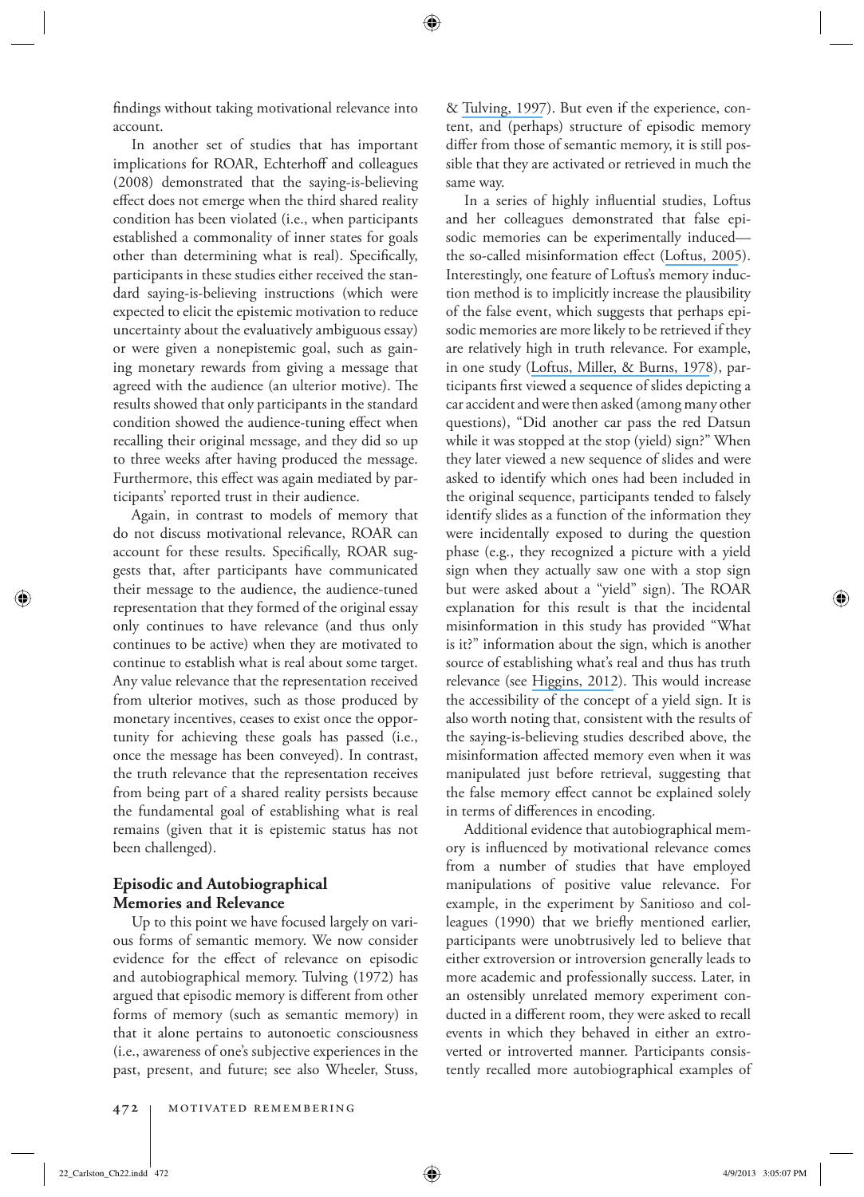findings without taking motivational relevance into account.

In another set of studies that has important implications for ROAR, Echterhoff and colleagues (2008) demonstrated that the saying-is-believing effect does not emerge when the third shared reality condition has been violated (i.e., when participants established a commonality of inner states for goals other than determining what is real). Specifically, participants in these studies either received the standard saying-is-believing instructions (which were expected to elicit the epistemic motivation to reduce uncertainty about the evaluatively ambiguous essay) or were given a nonepistemic goal, such as gaining monetary rewards from giving a message that agreed with the audience (an ulterior motive). The results showed that only participants in the standard condition showed the audience-tuning effect when recalling their original message, and they did so up to three weeks after having produced the message. Furthermore, this effect was again mediated by participants' reported trust in their audience.

Again, in contrast to models of memory that do not discuss motivational relevance, ROAR can account for these results. Specifically, ROAR suggests that, after participants have communicated their message to the audience, the audience-tuned representation that they formed of the original essay only continues to have relevance (and thus only continues to be active) when they are motivated to continue to establish what is real about some target. Any value relevance that the representation received from ulterior motives, such as those produced by monetary incentives, ceases to exist once the opportunity for achieving these goals has passed (i.e., once the message has been conveyed). In contrast, the truth relevance that the representation receives from being part of a shared reality persists because the fundamental goal of establishing what is real remains (given that it is epistemic status has not been challenged).

## Episodic and Autobiographical Memories and Relevance

Up to this point we have focused largely on various forms of semantic memory. We now consider evidence for the effect of relevance on episodic and autobiographical memory. Tulving (1972) has argued that episodic memory is different from other forms of memory (such as semantic memory) in that it alone pertains to autonoetic consciousness (i.e., awareness of one's subjective experiences in the past, present, and future; see also Wheeler, Stuss, & Tulving, 1997). But even if the experience, content, and (perhaps) structure of episodic memory differ from those of semantic memory, it is still possible that they are activated or retrieved in much the same way.

In a series of highly influential studies, Loftus and her colleagues demonstrated that false episodic memories can be experimentally induced—the so-called misinformation effect (Loftus, 2005). Interestingly, one feature of Loftus's memory induction method is to implicitly increase the plausibility of the false event, which suggests that perhaps episodic memories are more likely to be retrieved if they are relatively high in truth relevance. For example, in one study (Loftus, Miller, & Burns, 1978), participants first viewed a sequence of slides depicting a car accident and were then asked (among many other questions), "Did another car pass the red Datsun while it was stopped at the stop (yield) sign?" When they later viewed a new sequence of slides and were asked to identify which ones had been included in the original sequence, participants tended to falsely identify slides as a function of the information they were incidentally exposed to during the question phase (e.g., they recognized a picture with a yield sign when they actually saw one with a stop sign but were asked about a "yield" sign). The ROAR explanation for this result is that the incidental misinformation in this study has provided "What is it?" information about the sign, which is another source of establishing what's real and thus has truth relevance (see Higgins, 2012). This would increase the accessibility of the concept of a yield sign. It is also worth noting that, consistent with the results of the saying-is-believing studies described above, the misinformation affected memory even when it was manipulated just before retrieval, suggesting that the false memory effect cannot be explained solely in terms of differences in encoding.

Additional evidence that autobiographical memory is influenced by motivational relevance comes from a number of studies that have employed manipulations of positive value relevance. For example, in the experiment by Sanitioso and colleagues (1990) that we briefly mentioned earlier, participants were unobtrusively led to believe that either extroversion or introversion generally leads to more academic and professionally success. Later, in an ostensibly unrelated memory experiment conducted in a different room, they were asked to recall events in which they behaved in either an extroverted or introverted manner. Participants consistently recalled more autobiographical examples of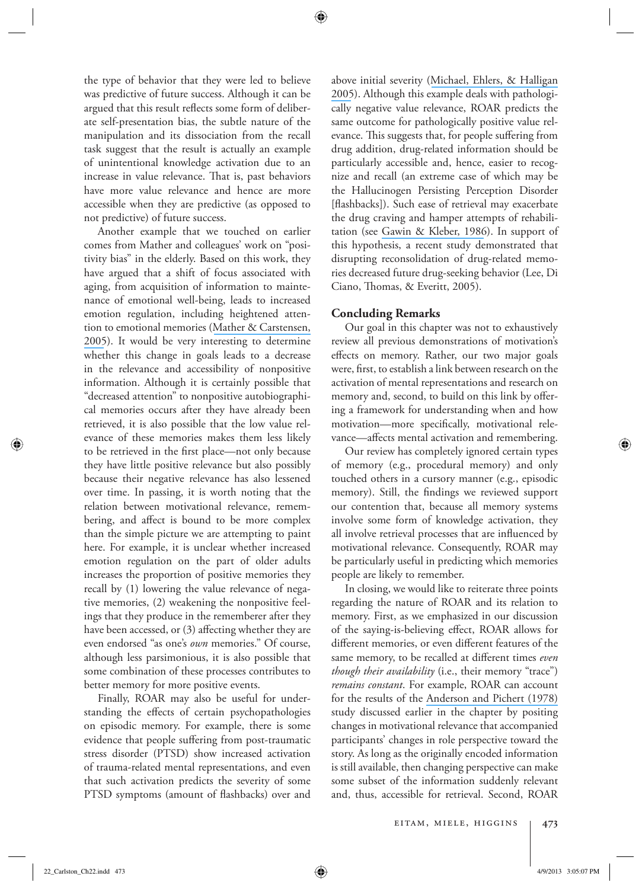the type of behavior that they were led to believe was predictive of future success. Although it can be argued that this result reflects some form of deliberate self-presentation bias, the subtle nature of the manipulation and its dissociation from the recall task suggest that the result is actually an example of unintentional knowledge activation due to an increase in value relevance. That is, past behaviors have more value relevance and hence are more accessible when they are predictive (as opposed to not predictive) of future success.

Another example that we touched on earlier comes from Mather and colleagues' work on "positivity bias" in the elderly. Based on this work, they have argued that a shift of focus associated with aging, from acquisition of information to maintenance of emotional well-being, leads to increased emotion regulation, including heightened attention to emotional memories (Mather & Carstensen, 2005). It would be very interesting to determine whether this change in goals leads to a decrease in the relevance and accessibility of nonpositive information. Although it is certainly possible that "decreased attention" to nonpositive autobiographical memories occurs after they have already been retrieved, it is also possible that the low value relevance of these memories makes them less likely to be retrieved in the first place—not only because they have little positive relevance but also possibly because their negative relevance has also lessened over time. In passing, it is worth noting that the relation between motivational relevance, remembering, and affect is bound to be more complex than the simple picture we are attempting to paint here. For example, it is unclear whether increased emotion regulation on the part of older adults increases the proportion of positive memories they recall by (1) lowering the value relevance of negative memories, (2) weakening the nonpositive feelings that they produce in the rememberer after they have been accessed, or (3) affecting whether they are even endorsed "as one's *own* memories." Of course, although less parsimonious, it is also possible that some combination of these processes contributes to better memory for more positive events.

Finally, ROAR may also be useful for understanding the effects of certain psychopathologies on episodic memory. For example, there is some evidence that people suffering from post-traumatic stress disorder (PTSD) show increased activation of trauma-related mental representations, and even that such activation predicts the severity of some PTSD symptoms (amount of flashbacks) over and above initial severity (Michael, Ehlers, & Halligan 2005). Although this example deals with pathologically negative value relevance, ROAR predicts the same outcome for pathologically positive value relevance. This suggests that, for people suffering from drug addition, drug-related information should be particularly accessible and, hence, easier to recognize and recall (an extreme case of which may be the Hallucinogen Persisting Perception Disorder [flashbacks]). Such ease of retrieval may exacerbate the drug craving and hamper attempts of rehabilitation (see Gawin & Kleber, 1986). In support of this hypothesis, a recent study demonstrated that disrupting reconsolidation of drug-related memories decreased future drug-seeking behavior (Lee, Di Ciano, Thomas, & Everitt, 2005).

## Concluding Remarks

Our goal in this chapter was not to exhaustively review all previous demonstrations of motivation's effects on memory. Rather, our two major goals were, first, to establish a link between research on the activation of mental representations and research on memory and, second, to build on this link by offering a framework for understanding when and how motivation—more specifically, motivational relevance—affects mental activation and remembering.

Our review has completely ignored certain types of memory (e.g., procedural memory) and only touched others in a cursory manner (e.g., episodic memory). Still, the findings we reviewed support our contention that, because all memory systems involve some form of knowledge activation, they all involve retrieval processes that are influenced by motivational relevance. Consequently, ROAR may be particularly useful in predicting which memories people are likely to remember.

In closing, we would like to reiterate three points regarding the nature of ROAR and its relation to memory. First, as we emphasized in our discussion of the saying-is-believing effect, ROAR allows for different memories, or even different features of the same memory, to be recalled at different times *even though their availability* (i.e., their memory "trace") *remains constant*. For example, ROAR can account for the results of the Anderson and Pichert (1978) study discussed earlier in the chapter by positing changes in motivational relevance that accompanied participants' changes in role perspective toward the story. As long as the originally encoded information is still available, then changing perspective can make some subset of the information suddenly relevant and, thus, accessible for retrieval. Second, ROAR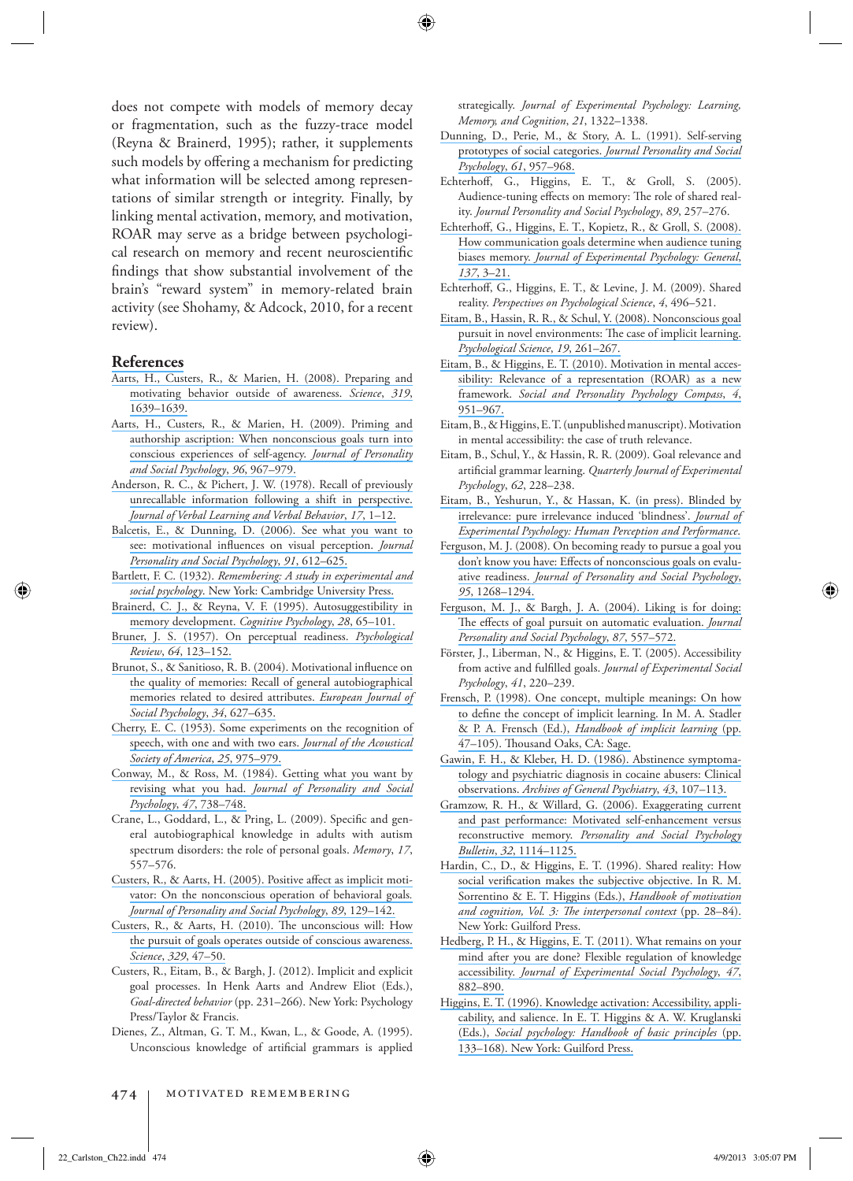does not compete with models of memory decay or fragmentation, such as the fuzzy-trace model (Reyna & Brainerd, 1995); rather, it supplements such models by offering a mechanism for predicting what information will be selected among representations of similar strength or integrity. Finally, by linking mental activation, memory, and motivation, ROAR may serve as a bridge between psychological research on memory and recent neuroscientific findings that show substantial involvement of the brain's "reward system" in memory-related brain activity (see Shohamy, & Adcock, 2010, for a recent review).

## References

Aarts, H., Custers, R., & Marien, H. (2008). Preparing and motivating behavior outside of awareness. *Science*, *319*, 1639–1639.

Aarts, H., Custers, R., & Marien, H. (2009). Priming and authorship ascription: When nonconscious goals turn into conscious experiences of self-agency. *Journal of Personality and Social Psychology*, *96*, 967–979.

Anderson, R. C., & Pichert, J. W. (1978). Recall of previously unrecallable information following a shift in perspective. *Journal of Verbal Learning and Verbal Behavior*, *17*, 1–12.

Balcetis, E., & Dunning, D. (2006). See what you want to see: motivational influences on visual perception. *Journal Personality and Social Psychology*, *91*, 612–625.

Bartlett, F. C. (1932). *Remembering: A study in experimental and social psychology*. New York: Cambridge University Press.

Brainerd, C. J., & Reyna, V. F. (1995). Autosuggestibility in memory development. *Cognitive Psychology*, *28*, 65–101.

Bruner, J. S. (1957). On perceptual readiness. *Psychological Review*, *64*, 123–152.

Brunot, S., & Sanitioso, R. B. (2004). Motivational influence on the quality of memories: Recall of general autobiographical memories related to desired attributes. *European Journal of Social Psychology*, *34*, 627–635.

Cherry, E. C. (1953). Some experiments on the recognition of speech, with one and with two ears. *Journal of the Acoustical Society of America*, *25*, 975–979.

Conway, M., & Ross, M. (1984). Getting what you want by revising what you had. *Journal of Personality and Social Psychology*, *47*, 738–748.

Crane, L., Goddard, L., & Pring, L. (2009). Specific and general autobiographical knowledge in adults with autism spectrum disorders: the role of personal goals. *Memory*, *17*, 557–576.

Custers, R., & Aarts, H. (2005). Positive affect as implicit motivator: On the nonconscious operation of behavioral goals. *Journal of Personality and Social Psychology*, *89*, 129–142.

Custers, R., & Aarts, H. (2010). The unconscious will: How the pursuit of goals operates outside of conscious awareness. *Science*, *329*, 47–50.

Custers, R., Eitam, B., & Bargh, J. (2012). Implicit and explicit goal processes. In Henk Aarts and Andrew Eliot (Eds.), *Goal-directed behavior* (pp. 231–266). New York: Psychology Press/Taylor & Francis.

Dienes, Z., Altman, G. T. M., Kwan, L., & Goode, A. (1995). Unconscious knowledge of artificial grammars is applied strategically. *Journal of Experimental Psychology: Learning, Memory, and Cognition*, *21*, 1322–1338.

Dunning, D., Perie, M., & Story, A. L. (1991). Self-serving prototypes of social categories. *Journal Personality and Social Psychology*, *61*, 957–968.

Echterhoff, G., Higgins, E. T., & Groll, S. (2005). Audience-tuning effects on memory: The role of shared reality. *Journal Personality and Social Psychology*, *89*, 257–276.

Echterhoff, G., Higgins, E. T., Kopietz, R., & Groll, S. (2008). How communication goals determine when audience tuning biases memory. *Journal of Experimental Psychology: General*, *137*, 3–21.

Echterhoff, G., Higgins, E. T., & Levine, J. M. (2009). Shared reality. *Perspectives on Psychological Science*, *4*, 496–521.

Eitam, B., Hassin, R. R., & Schul, Y. (2008). Nonconscious goal pursuit in novel environments: The case of implicit learning. *Psychological Science*, *19*, 261–267.

Eitam, B., & Higgins, E. T. (2010). Motivation in mental accessibility: Relevance of a representation (ROAR) as a new framework. *Social and Personality Psychology Compass*, *4*, 951–967.

Eitam, B., & Higgins, E. T. (unpublished manuscript). Motivation in mental accessibility: the case of truth relevance.

Eitam, B., Schul, Y., & Hassin, R. R. (2009). Goal relevance and artificial grammar learning. *Quarterly Journal of Experimental Psychology*, *62*, 228–238.

Eitam, B., Yeshurun, Y., & Hassan, K. (in press). Blinded by irrelevance: pure irrelevance induced 'blindness'. *Journal of Experimental Psychology: Human Perception and Performance.*

Ferguson, M. J. (2008). On becoming ready to pursue a goal you don't know you have: Effects of nonconscious goals on evaluative readiness. *Journal of Personality and Social Psychology*, *95*, 1268–1294.

Ferguson, M. J., & Bargh, J. A. (2004). Liking is for doing: The effects of goal pursuit on automatic evaluation. *Journal Personality and Social Psychology*, *87*, 557–572.

Förster, J., Liberman, N., & Higgins, E. T. (2005). Accessibility from active and fulfilled goals. *Journal of Experimental Social Psychology*, *41*, 220–239.

Frensch, P. (1998). One concept, multiple meanings: On how to define the concept of implicit learning. In M. A. Stadler & P. A. Frensch (Ed.), *Handbook of implicit learning* (pp. 47–105). Thousand Oaks, CA: Sage.

Gawin, F. H., & Kleber, H. D. (1986). Abstinence symptomatology and psychiatric diagnosis in cocaine abusers: Clinical observations. *Archives of General Psychiatry*, *43*, 107–113.

Gramzow, R. H., & Willard, G. (2006). Exaggerating current and past performance: Motivated self-enhancement versus reconstructive memory. *Personality and Social Psychology Bulletin*, *32*, 1114–1125.

Hardin, C., D., & Higgins, E. T. (1996). Shared reality: How social verification makes the subjective objective. In R. M. Sorrentino & E. T. Higgins (Eds.), *Handbook of motivation and cognition, Vol. 3: The interpersonal context* (pp. 28–84). New York: Guilford Press.

Hedberg, P. H., & Higgins, E. T. (2011). What remains on your mind after you are done? Flexible regulation of knowledge accessibility. *Journal of Experimental Social Psychology*, *47*, 882–890.

Higgins, E. T. (1996). Knowledge activation: Accessibility, applicability, and salience. In E. T. Higgins & A. W. Kruglanski (Eds.), *Social psychology: Handbook of basic principles* (pp. 133–168). New York: Guilford Press.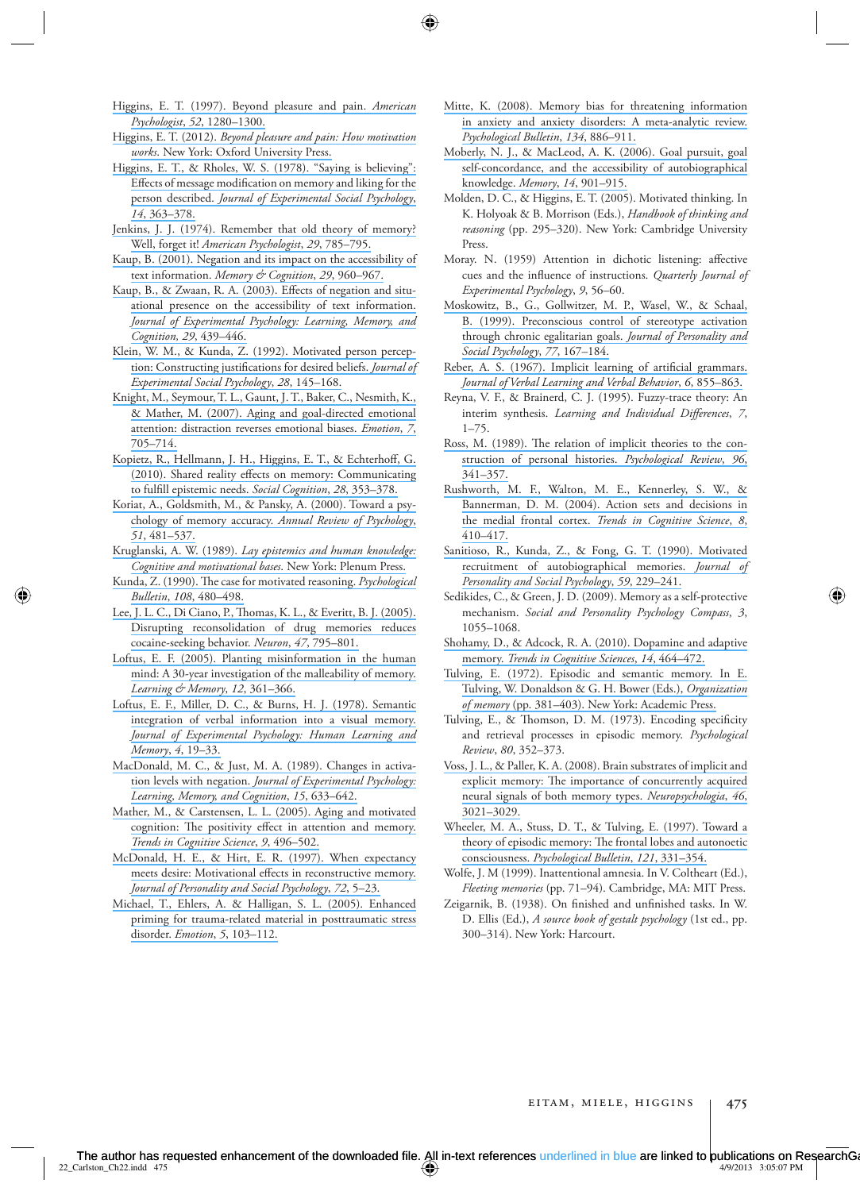Higgins, E. T. (1997). Beyond pleasure and pain. *American Psychologist*, *52*, 1280–1300.

Higgins, E. T. (2012). *Beyond pleasure and pain: How motivation works*. New York: Oxford University Press.

Higgins, E. T., & Rholes, W. S. (1978). "Saying is believing": Effects of message modification on memory and liking for the person described. *Journal of Experimental Social Psychology*, *14*, 363–378.

Jenkins, J. J. (1974). Remember that old theory of memory? Well, forget it! *American Psychologist*, *29*, 785–795.

Kaup, B. (2001). Negation and its impact on the accessibility of text information. *Memory & Cognition*, *29*, 960–967.

Kaup, B., & Zwaan, R. A. (2003). Effects of negation and situational presence on the accessibility of text information. *Journal of Experimental Psychology: Learning, Memory, and Cognition, 29*, 439–446.

Klein, W. M., & Kunda, Z. (1992). Motivated person perception: Constructing justifications for desired beliefs. *Journal of Experimental Social Psychology*, *28*, 145–168.

Knight, M., Seymour, T. L., Gaunt, J. T., Baker, C., Nesmith, K., & Mather, M. (2007). Aging and goal-directed emotional attention: distraction reverses emotional biases. *Emotion*, *7*, 705–714.

Kopietz, R., Hellmann, J. H., Higgins, E. T., & Echterhoff, G. (2010). Shared reality effects on memory: Communicating to fulfill epistemic needs. *Social Cognition*, *28*, 353–378.

Koriat, A., Goldsmith, M., & Pansky, A. (2000). Toward a psychology of memory accuracy. *Annual Review of Psychology*, *51*, 481–537.

Kruglanski, A. W. (1989). *Lay epistemics and human knowledge: Cognitive and motivational bases*. New York: Plenum Press.

Kunda, Z. (1990). The case for motivated reasoning. *Psychological Bulletin*, *108*, 480–498.

Lee, J. L. C., Di Ciano, P., Thomas, K. L., & Everitt, B. J. (2005). Disrupting reconsolidation of drug memories reduces cocaine-seeking behavior. *Neuron*, *47*, 795–801.

Loftus, E. F. (2005). Planting misinformation in the human mind: A 30-year investigation of the malleability of memory. *Learning & Memory*, *12*, 361–366.

Loftus, E. F., Miller, D. C., & Burns, H. J. (1978). Semantic integration of verbal information into a visual memory. *Journal of Experimental Psychology: Human Learning and Memory*, *4*, 19–33.

MacDonald, M. C., & Just, M. A. (1989). Changes in activation levels with negation. *Journal of Experimental Psychology: Learning, Memory, and Cognition*, *15*, 633–642.

Mather, M., & Carstensen, L. L. (2005). Aging and motivated cognition: The positivity effect in attention and memory. *Trends in Cognitive Science*, *9*, 496–502.

McDonald, H. E., & Hirt, E. R. (1997). When expectancy meets desire: Motivational effects in reconstructive memory. *Journal of Personality and Social Psychology*, *72*, 5–23.

Michael, T., Ehlers, A. & Halligan, S. L. (2005). Enhanced priming for trauma-related material in posttraumatic stress disorder. *Emotion*, *5*, 103–112.

Mitte, K. (2008). Memory bias for threatening information in anxiety and anxiety disorders: A meta-analytic review. *Psychological Bulletin*, *134*, 886–911.

Moberly, N. J., & MacLeod, A. K. (2006). Goal pursuit, goal self-concordance, and the accessibility of autobiographical knowledge. *Memory*, *14*, 901–915.

Molden, D. C., & Higgins, E. T. (2005). Motivated thinking. In K. Holyoak & B. Morrison (Eds.), *Handbook of thinking and reasoning* (pp. 295–320). New York: Cambridge University Press.

Moray. N. (1959) Attention in dichotic listening: affective cues and the influence of instructions. *Quarterly Journal of Experimental Psychology*, *9*, 56–60.

Moskowitz, B., G., Gollwitzer, M. P., Wasel, W., & Schaal, B. (1999). Preconscious control of stereotype activation through chronic egalitarian goals. *Journal of Personality and Social Psychology*, *77*, 167–184.

Reber, A. S. (1967). Implicit learning of artificial grammars. *Journal of Verbal Learning and Verbal Behavior*, *6*, 855–863.

Reyna, V. F., & Brainerd, C. J. (1995). Fuzzy-trace theory: An interim synthesis. *Learning and Individual Differences*, *7*, 1–75.

Ross, M. (1989). The relation of implicit theories to the construction of personal histories. *Psychological Review*, *96*, 341–357.

Rushworth, M. F., Walton, M. E., Kennerley, S. W., & Bannerman, D. M. (2004). Action sets and decisions in the medial frontal cortex. *Trends in Cognitive Science*, *8*, 410–417.

Sanitioso, R., Kunda, Z., & Fong, G. T. (1990). Motivated recruitment of autobiographical memories. *Journal of Personality and Social Psychology*, *59*, 229–241.

Sedikides, C., & Green, J. D. (2009). Memory as a self-protective mechanism. *Social and Personality Psychology Compass*, *3*, 1055–1068.

Shohamy, D., & Adcock, R. A. (2010). Dopamine and adaptive memory. *Trends in Cognitive Sciences*, *14*, 464–472.

Tulving, E. (1972). Episodic and semantic memory. In E. Tulving, W. Donaldson & G. H. Bower (Eds.), *Organization of memory* (pp. 381–403). New York: Academic Press.

Tulving, E., & Thomson, D. M. (1973). Encoding specificity and retrieval processes in episodic memory. *Psychological Review*, *80*, 352–373.

Voss, J. L., & Paller, K. A. (2008). Brain substrates of implicit and explicit memory: The importance of concurrently acquired neural signals of both memory types. *Neuropsychologia*, *46*, 3021–3029.

Wheeler, M. A., Stuss, D. T., & Tulving, E. (1997). Toward a theory of episodic memory: The frontal lobes and autonoetic consciousness. *Psychological Bulletin*, *121*, 331–354.

Wolfe, J. M (1999). Inattentional amnesia. In V. Coltheart (Ed.), *Fleeting memories* (pp. 71–94). Cambridge, MA: MIT Press.

Zeigarnik, B. (1938). On finished and unfinished tasks. In W. D. Ellis (Ed.), *A source book of gestalt psychology* (1st ed., pp. 300–314). New York: Harcourt.